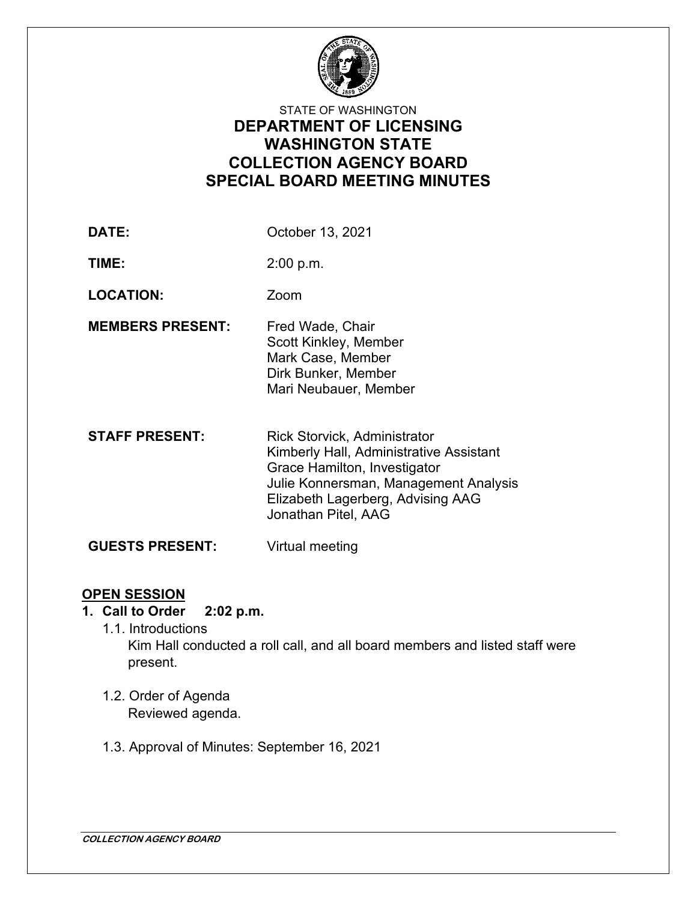STATE OF WASHINGTON

# DEPARTMENT OF LICENSING
# WASHINGTON STATE
# COLLECTION AGENCY BOARD
# SPECIAL BOARD MEETING MINUTES

**DATE:** October 13, 2021

**TIME:** 2:00 p.m.

**LOCATION:** Zoom

**MEMBERS PRESENT:**
Fred Wade, Chair
Scott Kinkley, Member
Mark Case, Member
Dirk Bunker, Member
Mari Neubauer, Member

**STAFF PRESENT:**
Rick Storvick, Administrator
Kimberly Hall, Administrative Assistant
Grace Hamilton, Investigator
Julie Konnersman, Management Analysis
Elizabeth Lagerberg, Advising AAG
Jonathan Pitel, AAG

**GUESTS PRESENT:** Virtual meeting

## OPEN SESSION

**1. Call to Order 2:02 p.m.**

1.1. Introductions
Kim Hall conducted a roll call, and all board members and listed staff were present.

1.2. Order of Agenda
Reviewed agenda.

1.3. Approval of Minutes: September 16, 2021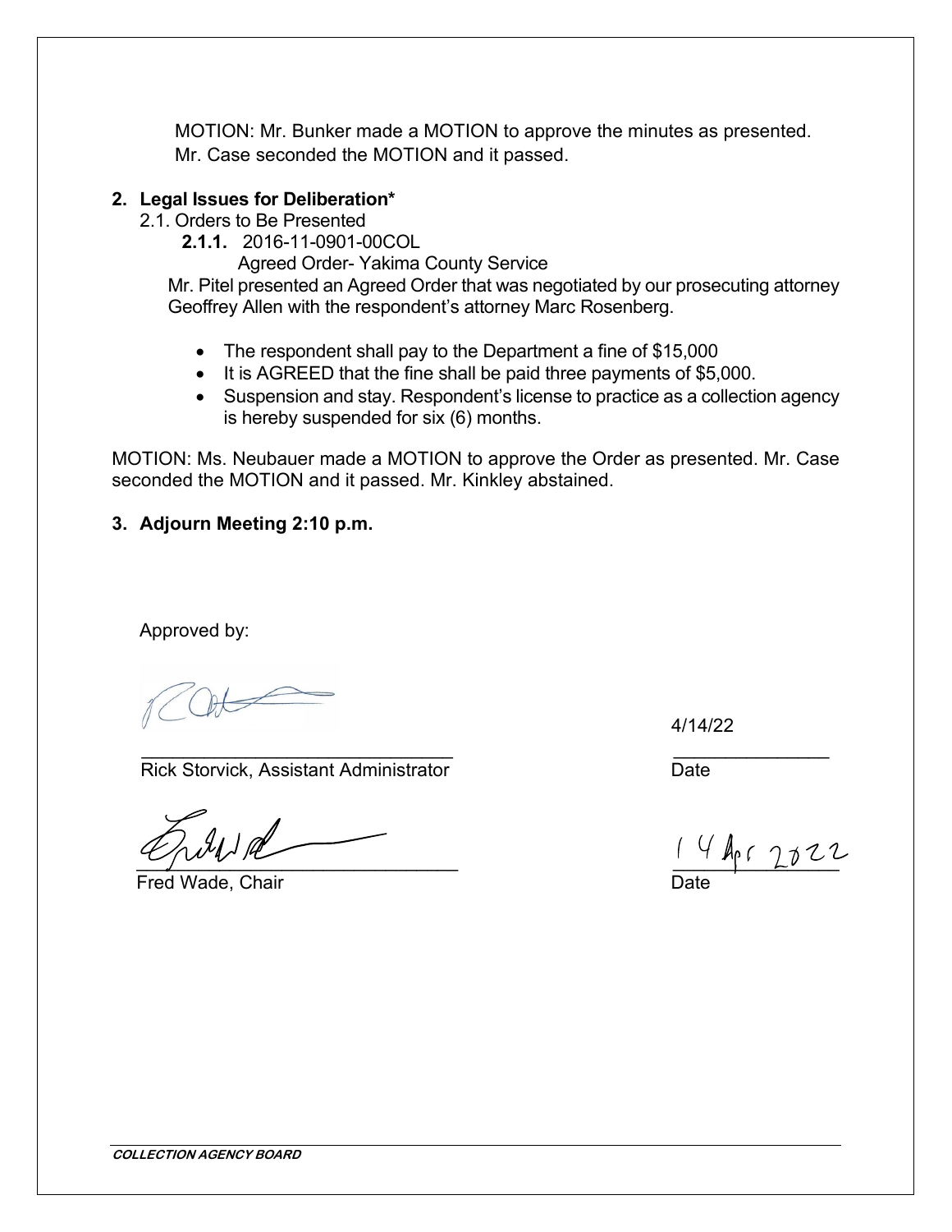MOTION: Mr. Bunker made a MOTION to approve the minutes as presented. Mr. Case seconded the MOTION and it passed.

## 2. Legal Issues for Deliberation*

2.1. Orders to Be Presented

**2.1.1.** 2016-11-0901-00COL

Agreed Order- Yakima County Service

Mr. Pitel presented an Agreed Order that was negotiated by our prosecuting attorney Geoffrey Allen with the respondent's attorney Marc Rosenberg.

- The respondent shall pay to the Department a fine of $15,000
- It is AGREED that the fine shall be paid three payments of $5,000.
- Suspension and stay. Respondent's license to practice as a collection agency is hereby suspended for six (6) months.

MOTION: Ms. Neubauer made a MOTION to approve the Order as presented. Mr. Case seconded the MOTION and it passed. Mr. Kinkley abstained.

## 3. Adjourn Meeting 2:10 p.m.

Approved by:

_______________________________ 4/14/22
Rick Storvick, Assistant Administrator Date

_______________________________ 14 Apr 2022
Fred Wade, Chair Date